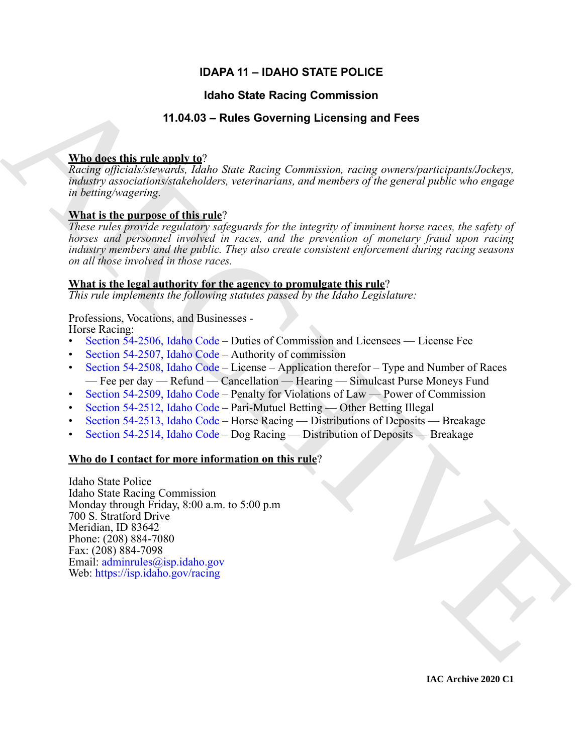# IDAPA 11 – IDAHO STATE POLICE

## Idaho State Racing Commission

## 11.04.03 – Rules Governing Licensing and Fees

**Who does this rule apply to?**
*Racing officials/stewards, Idaho State Racing Commission, racing owners/participants/Jockeys, industry associations/stakeholders, veterinarians, and members of the general public who engage in betting/wagering.*

**What is the purpose of this rule?**
*These rules provide regulatory safeguards for the integrity of imminent horse races, the safety of horses and personnel involved in races, and the prevention of monetary fraud upon racing industry members and the public. They also create consistent enforcement during racing seasons on all those involved in those races.*

**What is the legal authority for the agency to promulgate this rule?**
*This rule implements the following statutes passed by the Idaho Legislature:*

Professions, Vocations, and Businesses -
Horse Racing:
- Section 54-2506, Idaho Code – Duties of Commission and Licensees — License Fee
- Section 54-2507, Idaho Code – Authority of commission
- Section 54-2508, Idaho Code – License – Application therefor – Type and Number of Races — Fee per day — Refund — Cancellation — Hearing — Simulcast Purse Moneys Fund
- Section 54-2509, Idaho Code – Penalty for Violations of Law — Power of Commission
- Section 54-2512, Idaho Code – Pari-Mutuel Betting — Other Betting Illegal
- Section 54-2513, Idaho Code – Horse Racing — Distributions of Deposits — Breakage
- Section 54-2514, Idaho Code – Dog Racing — Distribution of Deposits — Breakage

**Who do I contact for more information on this rule?**

Idaho State Police
Idaho State Racing Commission
Monday through Friday, 8:00 a.m. to 5:00 p.m
700 S. Stratford Drive
Meridian, ID 83642
Phone: (208) 884-7080
Fax: (208) 884-7098
Email: adminrules@isp.idaho.gov
Web: https://isp.idaho.gov/racing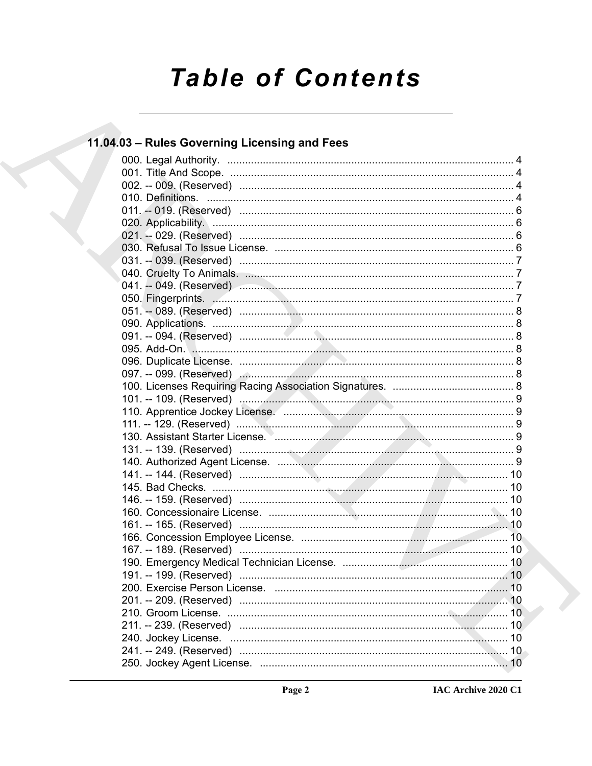# Table of Contents

## 11.04.03 – Rules Governing Licensing and Fees

000. Legal Authority. ........................................................................................ 4
001. Title And Scope. ........................................................................................ 4
002. -- 009. (Reserved) ........................................................................................ 4
010. Definitions. ........................................................................................ 4
011. -- 019. (Reserved) ........................................................................................ 6
020. Applicability. ........................................................................................ 6
021. -- 029. (Reserved) ........................................................................................ 6
030. Refusal To Issue License. ........................................................................................ 6
031. -- 039. (Reserved) ........................................................................................ 7
040. Cruelty To Animals. ........................................................................................ 7
041. -- 049. (Reserved) ........................................................................................ 7
050. Fingerprints. ........................................................................................ 7
051. -- 089. (Reserved) ........................................................................................ 8
090. Applications. ........................................................................................ 8
091. -- 094. (Reserved) ........................................................................................ 8
095. Add-On. ........................................................................................ 8
096. Duplicate License. ........................................................................................ 8
097. -- 099. (Reserved) ........................................................................................ 8
100. Licenses Requiring Racing Association Signatures. ........................................ 8
101. -- 109. (Reserved) ........................................................................................ 9
110. Apprentice Jockey License. ........................................................................................ 9
111. -- 129. (Reserved) ........................................................................................ 9
130. Assistant Starter License. ........................................................................................ 9
131. -- 139. (Reserved) ........................................................................................ 9
140. Authorized Agent License. ........................................................................................ 9
141. -- 144. (Reserved) ........................................................................................ 10
145. Bad Checks. ........................................................................................ 10
146. -- 159. (Reserved) ........................................................................................ 10
160. Concessionaire License. ........................................................................................ 10
161. -- 165. (Reserved) ........................................................................................ 10
166. Concession Employee License. ........................................................................................ 10
167. -- 189. (Reserved) ........................................................................................ 10
190. Emergency Medical Technician License. ........................................................ 10
191. -- 199. (Reserved) ........................................................................................ 10
200. Exercise Person License. ........................................................................................ 10
201. -- 209. (Reserved) ........................................................................................ 10
210. Groom License. ........................................................................................ 10
211. -- 239. (Reserved) ........................................................................................ 10
240. Jockey License. ........................................................................................ 10
241. -- 249. (Reserved) ........................................................................................ 10
250. Jockey Agent License. ........................................................................................ 10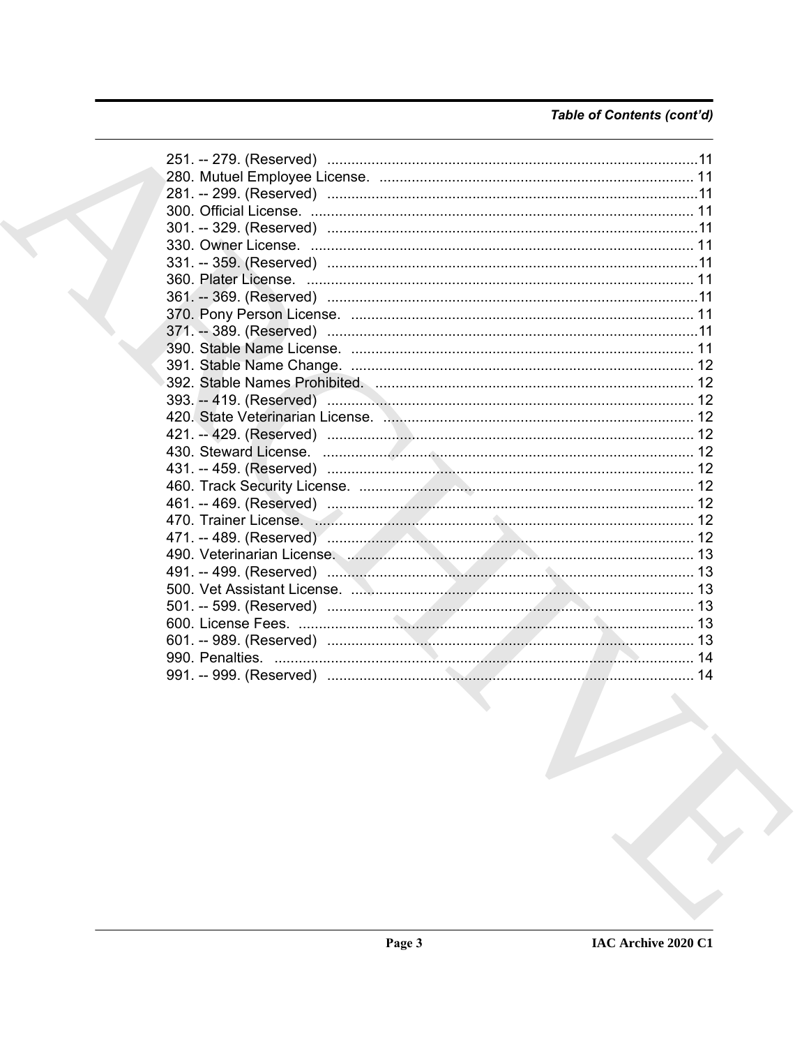### Table of Contents (cont'd)

251. -- 279. (Reserved) ............................................................................................11
280. Mutuel Employee License. ............................................................................ 11
281. -- 299. (Reserved) ............................................................................................11
300. Official License. ................................................................................................ 11
301. -- 329. (Reserved) ............................................................................................11
330. Owner License. ................................................................................................ 11
331. -- 359. (Reserved) ............................................................................................11
360. Plater License. .................................................................................................. 11
361. -- 369. (Reserved) ............................................................................................11
370. Pony Person License. ...................................................................................... 11
371. -- 389. (Reserved) ............................................................................................11
390. Stable Name License. ...................................................................................... 11
391. Stable Name Change. ...................................................................................... 12
392. Stable Names Prohibited. ................................................................................. 12
393. -- 419. (Reserved) ........................................................................................... 12
420. State Veterinarian License. ............................................................................. 12
421. -- 429. (Reserved) ........................................................................................... 12
430. Steward License. ............................................................................................. 12
431. -- 459. (Reserved) ........................................................................................... 12
460. Track Security License. .................................................................................... 12
461. -- 469. (Reserved) ........................................................................................... 12
470. Trainer License. ............................................................................................... 12
471. -- 489. (Reserved) ........................................................................................... 12
490. Veterinarian License. ....................................................................................... 13
491. -- 499. (Reserved) ........................................................................................... 13
500. Vet Assistant License. ..................................................................................... 13
501. -- 599. (Reserved) ........................................................................................... 13
600. License Fees. ................................................................................................... 13
601. -- 989. (Reserved) ........................................................................................... 13
990. Penalties. ......................................................................................................... 14
991. -- 999. (Reserved) ........................................................................................... 14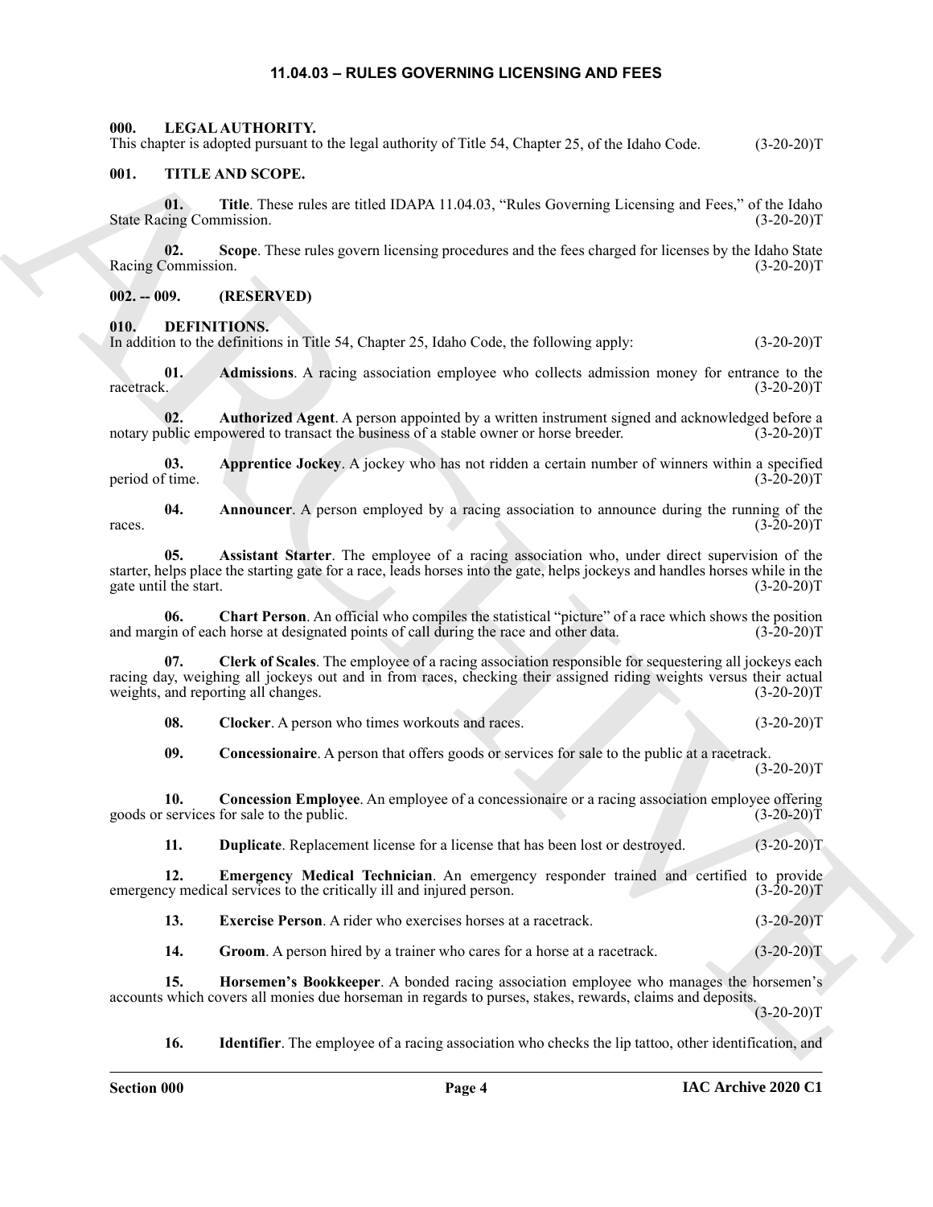# 11.04.03 – RULES GOVERNING LICENSING AND FEES

## 000. LEGAL AUTHORITY.

This chapter is adopted pursuant to the legal authority of Title 54, Chapter 25, of the Idaho Code. (3-20-20)T

## 001. TITLE AND SCOPE.

**01. Title**. These rules are titled IDAPA 11.04.03, "Rules Governing Licensing and Fees," of the Idaho State Racing Commission. (3-20-20)T

**02. Scope**. These rules govern licensing procedures and the fees charged for licenses by the Idaho State Racing Commission. (3-20-20)T

## 002. -- 009. (RESERVED)

## 010. DEFINITIONS.

In addition to the definitions in Title 54, Chapter 25, Idaho Code, the following apply: (3-20-20)T

**01. Admissions**. A racing association employee who collects admission money for entrance to the racetrack. (3-20-20)T

**02. Authorized Agent**. A person appointed by a written instrument signed and acknowledged before a notary public empowered to transact the business of a stable owner or horse breeder. (3-20-20)T

**03. Apprentice Jockey**. A jockey who has not ridden a certain number of winners within a specified period of time. (3-20-20)T

**04. Announcer**. A person employed by a racing association to announce during the running of the races. (3-20-20)T

**05. Assistant Starter**. The employee of a racing association who, under direct supervision of the starter, helps place the starting gate for a race, leads horses into the gate, helps jockeys and handles horses while in the gate until the start. (3-20-20)T

**06. Chart Person**. An official who compiles the statistical "picture" of a race which shows the position and margin of each horse at designated points of call during the race and other data. (3-20-20)T

**07. Clerk of Scales**. The employee of a racing association responsible for sequestering all jockeys each racing day, weighing all jockeys out and in from races, checking their assigned riding weights versus their actual weights, and reporting all changes. (3-20-20)T

**08. Clocker**. A person who times workouts and races. (3-20-20)T

**09. Concessionaire**. A person that offers goods or services for sale to the public at a racetrack. (3-20-20)T

**10. Concession Employee**. An employee of a concessionaire or a racing association employee offering goods or services for sale to the public. (3-20-20)T

**11. Duplicate**. Replacement license for a license that has been lost or destroyed. (3-20-20)T

**12. Emergency Medical Technician**. An emergency responder trained and certified to provide emergency medical services to the critically ill and injured person. (3-20-20)T

**13. Exercise Person**. A rider who exercises horses at a racetrack. (3-20-20)T

**14. Groom**. A person hired by a trainer who cares for a horse at a racetrack. (3-20-20)T

**15. Horsemen's Bookkeeper**. A bonded racing association employee who manages the horsemen's accounts which covers all monies due horseman in regards to purses, stakes, rewards, claims and deposits. (3-20-20)T

**16. Identifier**. The employee of a racing association who checks the lip tattoo, other identification, and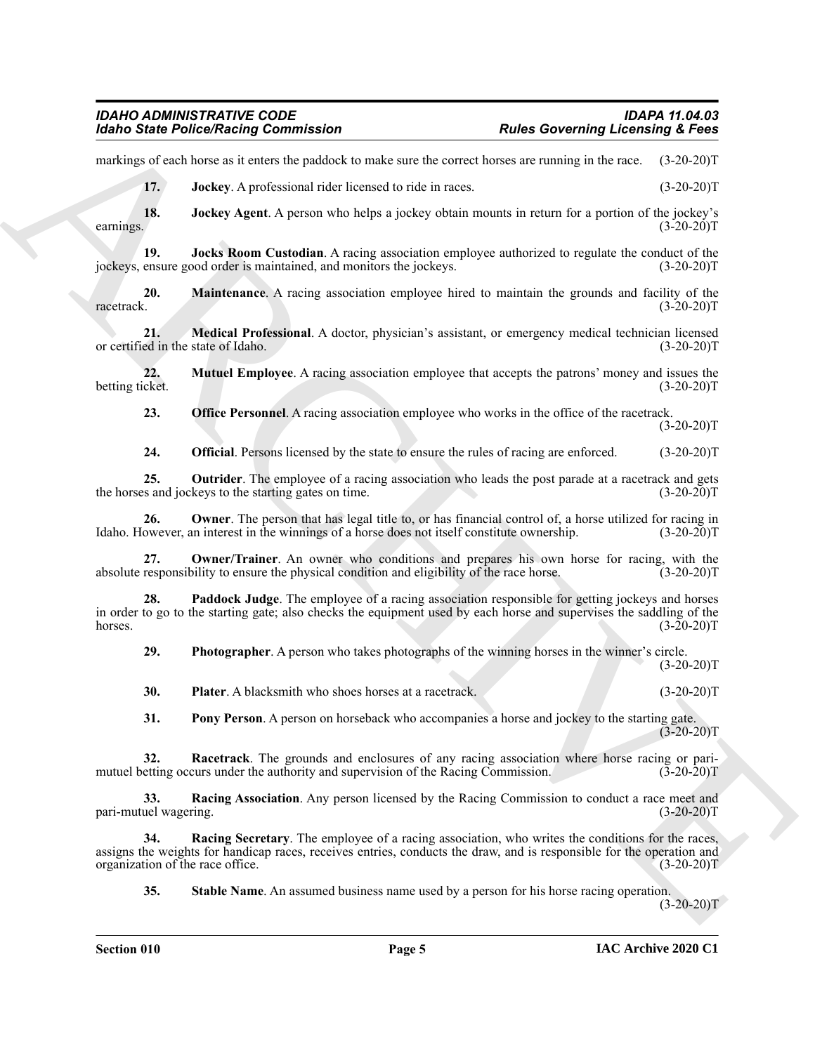markings of each horse as it enters the paddock to make sure the correct horses are running in the race. (3-20-20)T

**17. Jockey**. A professional rider licensed to ride in races. (3-20-20)T

**18. Jockey Agent**. A person who helps a jockey obtain mounts in return for a portion of the jockey's earnings. (3-20-20)T

**19. Jocks Room Custodian**. A racing association employee authorized to regulate the conduct of the jockeys, ensure good order is maintained, and monitors the jockeys. (3-20-20)T

**20. Maintenance**. A racing association employee hired to maintain the grounds and facility of the racetrack. (3-20-20)T

**21. Medical Professional**. A doctor, physician's assistant, or emergency medical technician licensed or certified in the state of Idaho. (3-20-20)T

**22. Mutuel Employee**. A racing association employee that accepts the patrons' money and issues the betting ticket. (3-20-20)T

**23. Office Personnel**. A racing association employee who works in the office of the racetrack. (3-20-20)T

**24. Official**. Persons licensed by the state to ensure the rules of racing are enforced. (3-20-20)T

**25. Outrider**. The employee of a racing association who leads the post parade at a racetrack and gets the horses and jockeys to the starting gates on time. (3-20-20)T

**26. Owner**. The person that has legal title to, or has financial control of, a horse utilized for racing in Idaho. However, an interest in the winnings of a horse does not itself constitute ownership. (3-20-20)T

**27. Owner/Trainer**. An owner who conditions and prepares his own horse for racing, with the absolute responsibility to ensure the physical condition and eligibility of the race horse. (3-20-20)T

**28. Paddock Judge**. The employee of a racing association responsible for getting jockeys and horses in order to go to the starting gate; also checks the equipment used by each horse and supervises the saddling of the horses. (3-20-20)T

**29. Photographer**. A person who takes photographs of the winning horses in the winner's circle. (3-20-20)T

**30. Plater**. A blacksmith who shoes horses at a racetrack. (3-20-20)T

**31. Pony Person**. A person on horseback who accompanies a horse and jockey to the starting gate. (3-20-20)T

**32. Racetrack**. The grounds and enclosures of any racing association where horse racing or pari-mutuel betting occurs under the authority and supervision of the Racing Commission. (3-20-20)T

**33. Racing Association**. Any person licensed by the Racing Commission to conduct a race meet and pari-mutuel wagering. (3-20-20)T

**34. Racing Secretary**. The employee of a racing association, who writes the conditions for the races, assigns the weights for handicap races, receives entries, conducts the draw, and is responsible for the operation and organization of the race office. (3-20-20)T

**35. Stable Name**. An assumed business name used by a person for his horse racing operation. (3-20-20)T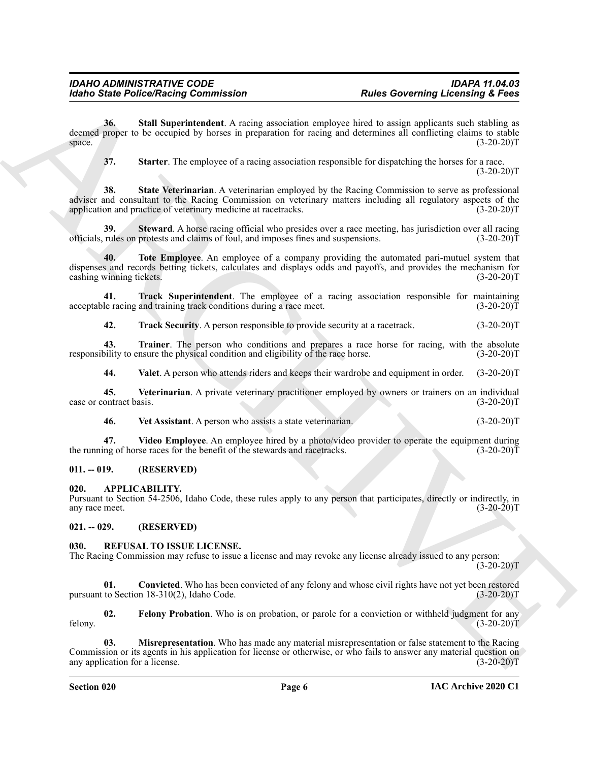**36. Stall Superintendent**. A racing association employee hired to assign applicants such stabling as deemed proper to be occupied by horses in preparation for racing and determines all conflicting claims to stable space. (3-20-20)T

**37. Starter**. The employee of a racing association responsible for dispatching the horses for a race. (3-20-20)T

**38. State Veterinarian**. A veterinarian employed by the Racing Commission to serve as professional adviser and consultant to the Racing Commission on veterinary matters including all regulatory aspects of the application and practice of veterinary medicine at racetracks. (3-20-20)T

**39. Steward**. A horse racing official who presides over a race meeting, has jurisdiction over all racing officials, rules on protests and claims of foul, and imposes fines and suspensions. (3-20-20)T

**40. Tote Employee**. An employee of a company providing the automated pari-mutuel system that dispenses and records betting tickets, calculates and displays odds and payoffs, and provides the mechanism for cashing winning tickets. (3-20-20)T

**41. Track Superintendent**. The employee of a racing association responsible for maintaining acceptable racing and training track conditions during a race meet. (3-20-20)T

**42. Track Security**. A person responsible to provide security at a racetrack. (3-20-20)T

**43. Trainer**. The person who conditions and prepares a race horse for racing, with the absolute responsibility to ensure the physical condition and eligibility of the race horse. (3-20-20)T

**44. Valet**. A person who attends riders and keeps their wardrobe and equipment in order. (3-20-20)T

**45. Veterinarian**. A private veterinary practitioner employed by owners or trainers on an individual case or contract basis. (3-20-20)T

**46. Vet Assistant**. A person who assists a state veterinarian. (3-20-20)T

**47. Video Employee**. An employee hired by a photo/video provider to operate the equipment during the running of horse races for the benefit of the stewards and racetracks. (3-20-20)T

## 011. -- 019. (RESERVED)

## 020. APPLICABILITY.

Pursuant to Section 54-2506, Idaho Code, these rules apply to any person that participates, directly or indirectly, in any race meet. (3-20-20)T

## 021. -- 029. (RESERVED)

## 030. REFUSAL TO ISSUE LICENSE.

The Racing Commission may refuse to issue a license and may revoke any license already issued to any person: (3-20-20)T

**01. Convicted**. Who has been convicted of any felony and whose civil rights have not yet been restored pursuant to Section 18-310(2), Idaho Code. (3-20-20)T

**02. Felony Probation**. Who is on probation, or parole for a conviction or withheld judgment for any felony. (3-20-20)T

**03. Misrepresentation**. Who has made any material misrepresentation or false statement to the Racing Commission or its agents in his application for license or otherwise, or who fails to answer any material question on any application for a license. (3-20-20)T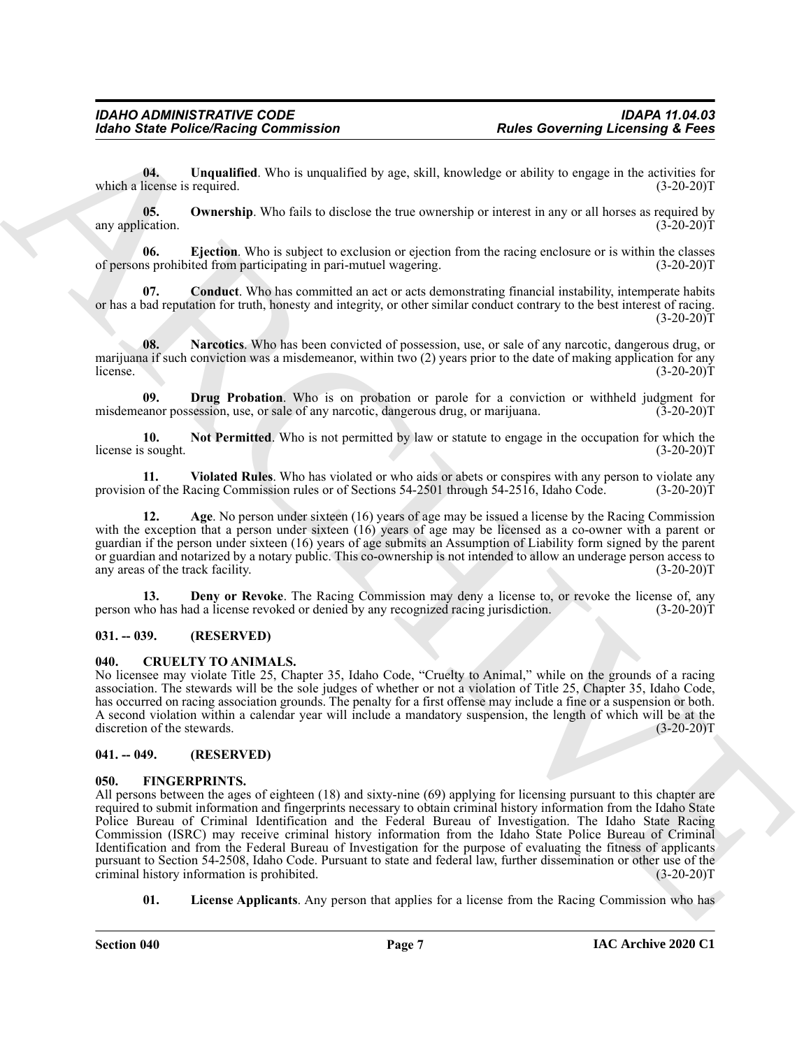**04. Unqualified**. Who is unqualified by age, skill, knowledge or ability to engage in the activities for which a license is required. (3-20-20)T

**05. Ownership**. Who fails to disclose the true ownership or interest in any or all horses as required by any application. (3-20-20)T

**06. Ejection**. Who is subject to exclusion or ejection from the racing enclosure or is within the classes of persons prohibited from participating in pari-mutuel wagering. (3-20-20)T

**07. Conduct**. Who has committed an act or acts demonstrating financial instability, intemperate habits or has a bad reputation for truth, honesty and integrity, or other similar conduct contrary to the best interest of racing. (3-20-20)T

**08. Narcotics**. Who has been convicted of possession, use, or sale of any narcotic, dangerous drug, or marijuana if such conviction was a misdemeanor, within two (2) years prior to the date of making application for any license. (3-20-20)T

**09. Drug Probation**. Who is on probation or parole for a conviction or withheld judgment for misdemeanor possession, use, or sale of any narcotic, dangerous drug, or marijuana. (3-20-20)T

**10. Not Permitted**. Who is not permitted by law or statute to engage in the occupation for which the license is sought. (3-20-20)T

**11. Violated Rules**. Who has violated or who aids or abets or conspires with any person to violate any provision of the Racing Commission rules or of Sections 54-2501 through 54-2516, Idaho Code. (3-20-20)T

**12. Age**. No person under sixteen (16) years of age may be issued a license by the Racing Commission with the exception that a person under sixteen (16) years of age may be licensed as a co-owner with a parent or guardian if the person under sixteen (16) years of age submits an Assumption of Liability form signed by the parent or guardian and notarized by a notary public. This co-ownership is not intended to allow an underage person access to any areas of the track facility. (3-20-20)T

**13. Deny or Revoke**. The Racing Commission may deny a license to, or revoke the license of, any person who has had a license revoked or denied by any recognized racing jurisdiction. (3-20-20)T

## 031. -- 039. (RESERVED)

## 040. CRUELTY TO ANIMALS.

No licensee may violate Title 25, Chapter 35, Idaho Code, "Cruelty to Animal," while on the grounds of a racing association. The stewards will be the sole judges of whether or not a violation of Title 25, Chapter 35, Idaho Code, has occurred on racing association grounds. The penalty for a first offense may include a fine or a suspension or both. A second violation within a calendar year will include a mandatory suspension, the length of which will be at the discretion of the stewards. (3-20-20)T

## 041. -- 049. (RESERVED)

## 050. FINGERPRINTS.

All persons between the ages of eighteen (18) and sixty-nine (69) applying for licensing pursuant to this chapter are required to submit information and fingerprints necessary to obtain criminal history information from the Idaho State Police Bureau of Criminal Identification and the Federal Bureau of Investigation. The Idaho State Racing Commission (ISRC) may receive criminal history information from the Idaho State Police Bureau of Criminal Identification and from the Federal Bureau of Investigation for the purpose of evaluating the fitness of applicants pursuant to Section 54-2508, Idaho Code. Pursuant to state and federal law, further dissemination or other use of the criminal history information is prohibited. (3-20-20)T

**01. License Applicants**. Any person that applies for a license from the Racing Commission who has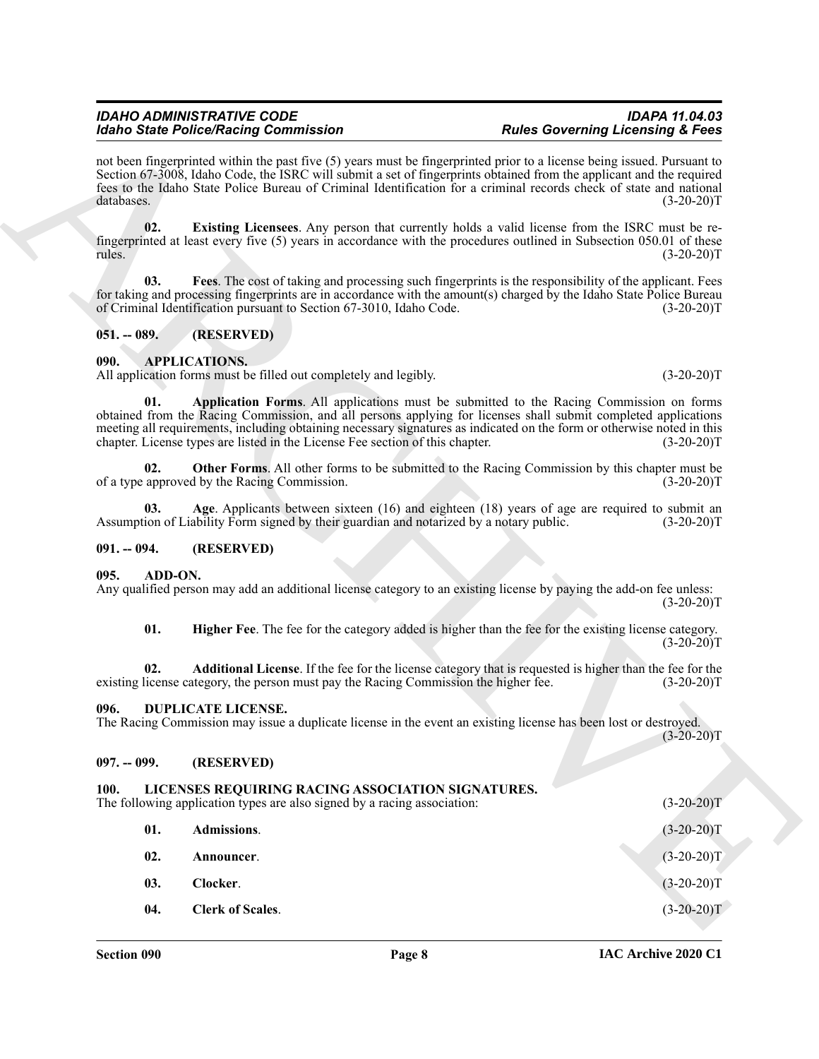not been fingerprinted within the past five (5) years must be fingerprinted prior to a license being issued. Pursuant to Section 67-3008, Idaho Code, the ISRC will submit a set of fingerprints obtained from the applicant and the required fees to the Idaho State Police Bureau of Criminal Identification for a criminal records check of state and national databases. (3-20-20)T

**02. Existing Licensees**. Any person that currently holds a valid license from the ISRC must be re-fingerprinted at least every five (5) years in accordance with the procedures outlined in Subsection 050.01 of these rules. (3-20-20)T

**03. Fees**. The cost of taking and processing such fingerprints is the responsibility of the applicant. Fees for taking and processing fingerprints are in accordance with the amount(s) charged by the Idaho State Police Bureau of Criminal Identification pursuant to Section 67-3010, Idaho Code. (3-20-20)T

## 051. -- 089. (RESERVED)

## 090. APPLICATIONS.

All application forms must be filled out completely and legibly. (3-20-20)T

**01. Application Forms**. All applications must be submitted to the Racing Commission on forms obtained from the Racing Commission, and all persons applying for licenses shall submit completed applications meeting all requirements, including obtaining necessary signatures as indicated on the form or otherwise noted in this chapter. License types are listed in the License Fee section of this chapter. (3-20-20)T

**02. Other Forms**. All other forms to be submitted to the Racing Commission by this chapter must be of a type approved by the Racing Commission. (3-20-20)T

**03. Age**. Applicants between sixteen (16) and eighteen (18) years of age are required to submit an Assumption of Liability Form signed by their guardian and notarized by a notary public. (3-20-20)T

## 091. -- 094. (RESERVED)

## 095. ADD-ON.

Any qualified person may add an additional license category to an existing license by paying the add-on fee unless: (3-20-20)T

**01. Higher Fee**. The fee for the category added is higher than the fee for the existing license category. (3-20-20)T

**02. Additional License**. If the fee for the license category that is requested is higher than the fee for the existing license category, the person must pay the Racing Commission the higher fee. (3-20-20)T

## 096. DUPLICATE LICENSE.

The Racing Commission may issue a duplicate license in the event an existing license has been lost or destroyed. (3-20-20)T

## 097. -- 099. (RESERVED)

## 100. LICENSES REQUIRING RACING ASSOCIATION SIGNATURES.

The following application types are also signed by a racing association: (3-20-20)T

**01. Admissions**. (3-20-20)T

**02. Announcer**. (3-20-20)T

**03. Clocker**. (3-20-20)T

**04. Clerk of Scales**. (3-20-20)T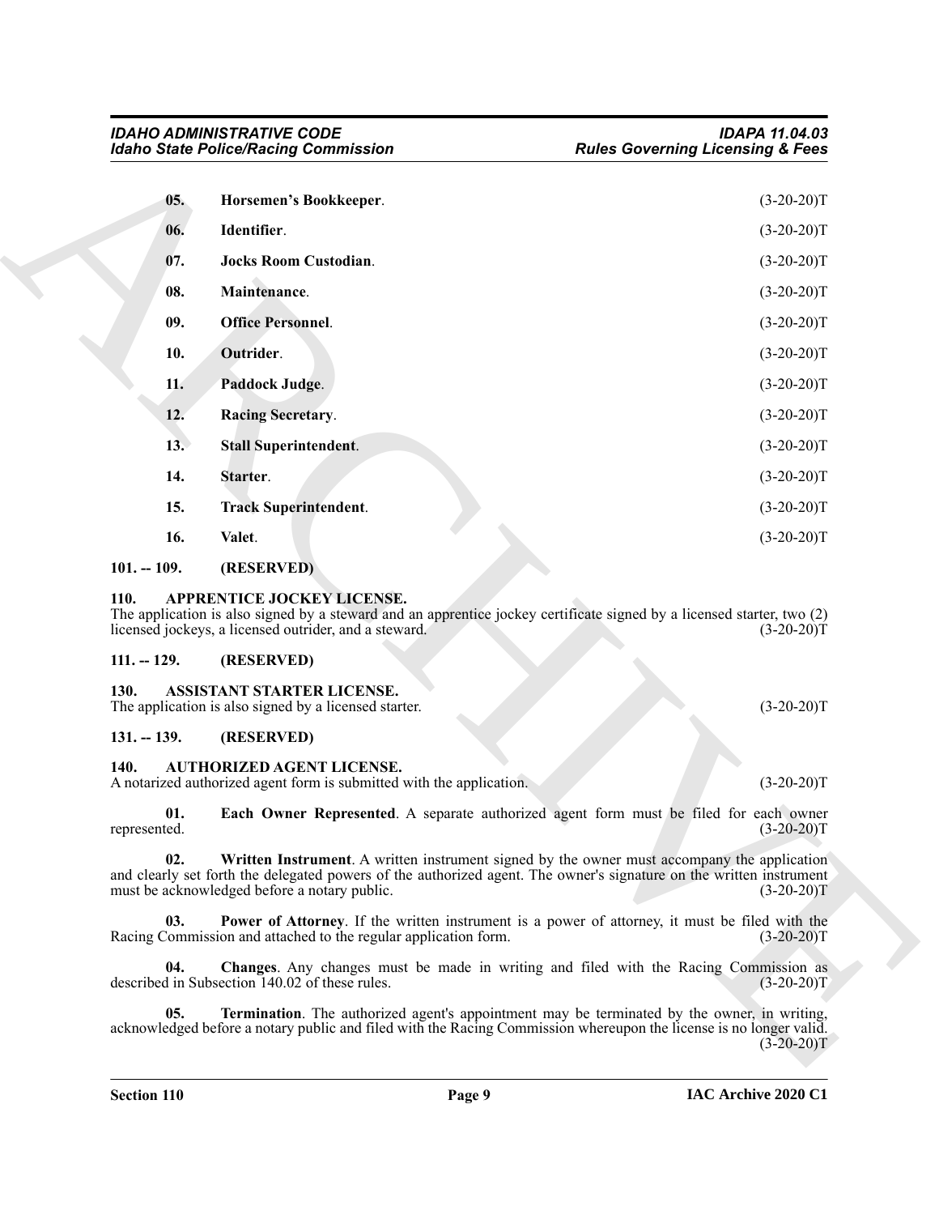**05. Horsemen's Bookkeeper**. (3-20-20)T

**06. Identifier**. (3-20-20)T

**07. Jocks Room Custodian**. (3-20-20)T

**08. Maintenance**. (3-20-20)T

**09. Office Personnel**. (3-20-20)T

**10. Outrider**. (3-20-20)T

**11. Paddock Judge**. (3-20-20)T

**12. Racing Secretary**. (3-20-20)T

**13. Stall Superintendent**. (3-20-20)T

**14. Starter**. (3-20-20)T

**15. Track Superintendent**. (3-20-20)T

**16. Valet**. (3-20-20)T

## 101. -- 109. (RESERVED)

## 110. APPRENTICE JOCKEY LICENSE.

The application is also signed by a steward and an apprentice jockey certificate signed by a licensed starter, two (2) licensed jockeys, a licensed outrider, and a steward. (3-20-20)T

## 111. -- 129. (RESERVED)

## 130. ASSISTANT STARTER LICENSE.

The application is also signed by a licensed starter. (3-20-20)T

## 131. -- 139. (RESERVED)

## 140. AUTHORIZED AGENT LICENSE.

A notarized authorized agent form is submitted with the application. (3-20-20)T

**01. Each Owner Represented**. A separate authorized agent form must be filed for each owner represented. (3-20-20)T

**02. Written Instrument**. A written instrument signed by the owner must accompany the application and clearly set forth the delegated powers of the authorized agent. The owner's signature on the written instrument must be acknowledged before a notary public. (3-20-20)T

**03. Power of Attorney**. If the written instrument is a power of attorney, it must be filed with the Racing Commission and attached to the regular application form. (3-20-20)T

**04. Changes**. Any changes must be made in writing and filed with the Racing Commission as described in Subsection 140.02 of these rules. (3-20-20)T

**05. Termination**. The authorized agent's appointment may be terminated by the owner, in writing, acknowledged before a notary public and filed with the Racing Commission whereupon the license is no longer valid. (3-20-20)T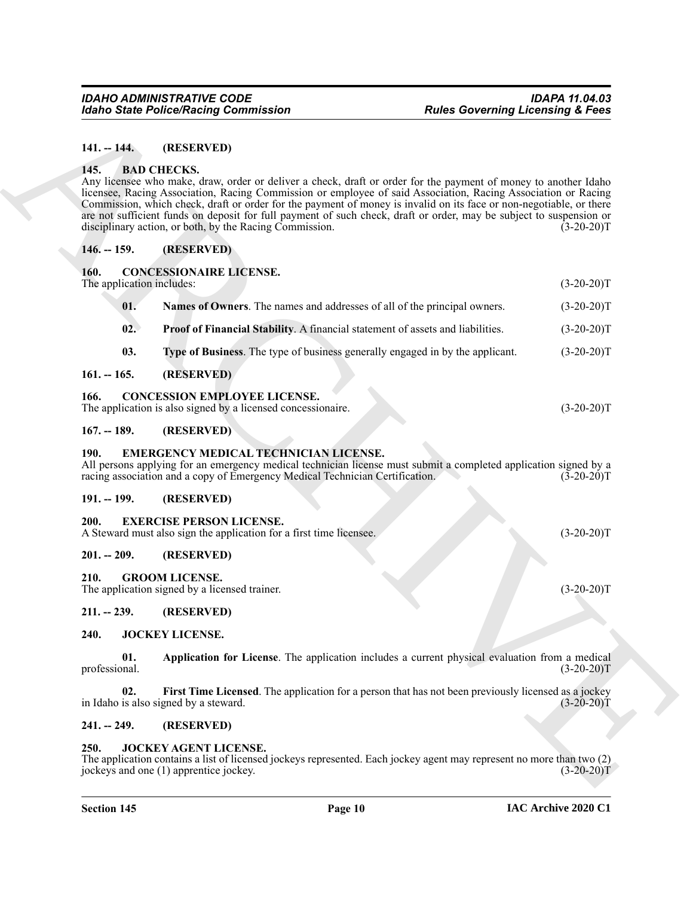**141. -- 144. (RESERVED)**

**145. BAD CHECKS.**

Any licensee who make, draw, order or deliver a check, draft or order for the payment of money to another Idaho licensee, Racing Association, Racing Commission or employee of said Association, Racing Association or Racing Commission, which check, draft or order for the payment of money is invalid on its face or non-negotiable, or there are not sufficient funds on deposit for full payment of such check, draft or order, may be subject to suspension or disciplinary action, or both, by the Racing Commission. (3-20-20)T

**146. -- 159. (RESERVED)**

**160. CONCESSIONAIRE LICENSE.**

The application includes: (3-20-20)T

**01. Names of Owners**. The names and addresses of all of the principal owners. (3-20-20)T

**02. Proof of Financial Stability**. A financial statement of assets and liabilities. (3-20-20)T

**03. Type of Business**. The type of business generally engaged in by the applicant. (3-20-20)T

**161. -- 165. (RESERVED)**

**166. CONCESSION EMPLOYEE LICENSE.**

The application is also signed by a licensed concessionaire. (3-20-20)T

**167. -- 189. (RESERVED)**

**190. EMERGENCY MEDICAL TECHNICIAN LICENSE.**

All persons applying for an emergency medical technician license must submit a completed application signed by a racing association and a copy of Emergency Medical Technician Certification. (3-20-20)T

**191. -- 199. (RESERVED)**

**200. EXERCISE PERSON LICENSE.**

A Steward must also sign the application for a first time licensee. (3-20-20)T

**201. -- 209. (RESERVED)**

**210. GROOM LICENSE.**

The application signed by a licensed trainer. (3-20-20)T

**211. -- 239. (RESERVED)**

**240. JOCKEY LICENSE.**

**01. Application for License**. The application includes a current physical evaluation from a medical professional. (3-20-20)T

**02. First Time Licensed**. The application for a person that has not been previously licensed as a jockey in Idaho is also signed by a steward. (3-20-20)T

**241. -- 249. (RESERVED)**

**250. JOCKEY AGENT LICENSE.**

The application contains a list of licensed jockeys represented. Each jockey agent may represent no more than two (2) jockeys and one (1) apprentice jockey. (3-20-20)T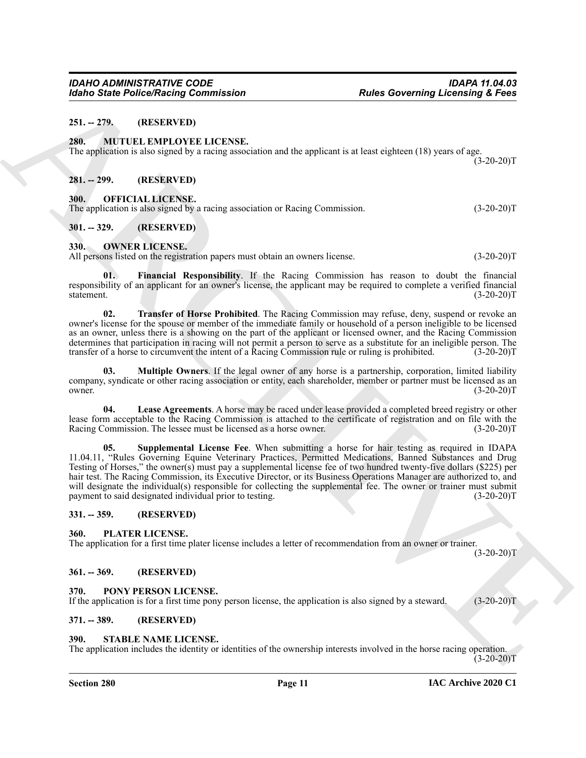### 251. -- 279. (RESERVED)

### 280. MUTUEL EMPLOYEE LICENSE.

The application is also signed by a racing association and the applicant is at least eighteen (18) years of age. (3-20-20)T

### 281. -- 299. (RESERVED)

### 300. OFFICIAL LICENSE.

The application is also signed by a racing association or Racing Commission. (3-20-20)T

### 301. -- 329. (RESERVED)

### 330. OWNER LICENSE.

All persons listed on the registration papers must obtain an owners license. (3-20-20)T

**01. Financial Responsibility**. If the Racing Commission has reason to doubt the financial responsibility of an applicant for an owner's license, the applicant may be required to complete a verified financial statement. (3-20-20)T

**02. Transfer of Horse Prohibited**. The Racing Commission may refuse, deny, suspend or revoke an owner's license for the spouse or member of the immediate family or household of a person ineligible to be licensed as an owner, unless there is a showing on the part of the applicant or licensed owner, and the Racing Commission determines that participation in racing will not permit a person to serve as a substitute for an ineligible person. The transfer of a horse to circumvent the intent of a Racing Commission rule or ruling is prohibited. (3-20-20)T

**03. Multiple Owners**. If the legal owner of any horse is a partnership, corporation, limited liability company, syndicate or other racing association or entity, each shareholder, member or partner must be licensed as an owner. (3-20-20)T

**04. Lease Agreements**. A horse may be raced under lease provided a completed breed registry or other lease form acceptable to the Racing Commission is attached to the certificate of registration and on file with the Racing Commission. The lessee must be licensed as a horse owner. (3-20-20)T

**05. Supplemental License Fee**. When submitting a horse for hair testing as required in IDAPA 11.04.11, "Rules Governing Equine Veterinary Practices, Permitted Medications, Banned Substances and Drug Testing of Horses," the owner(s) must pay a supplemental license fee of two hundred twenty-five dollars ($225) per hair test. The Racing Commission, its Executive Director, or its Business Operations Manager are authorized to, and will designate the individual(s) responsible for collecting the supplemental fee. The owner or trainer must submit payment to said designated individual prior to testing. (3-20-20)T

### 331. -- 359. (RESERVED)

### 360. PLATER LICENSE.

The application for a first time plater license includes a letter of recommendation from an owner or trainer. (3-20-20)T

### 361. -- 369. (RESERVED)

### 370. PONY PERSON LICENSE.

If the application is for a first time pony person license, the application is also signed by a steward. (3-20-20)T

### 371. -- 389. (RESERVED)

### 390. STABLE NAME LICENSE.

The application includes the identity or identities of the ownership interests involved in the horse racing operation. (3-20-20)T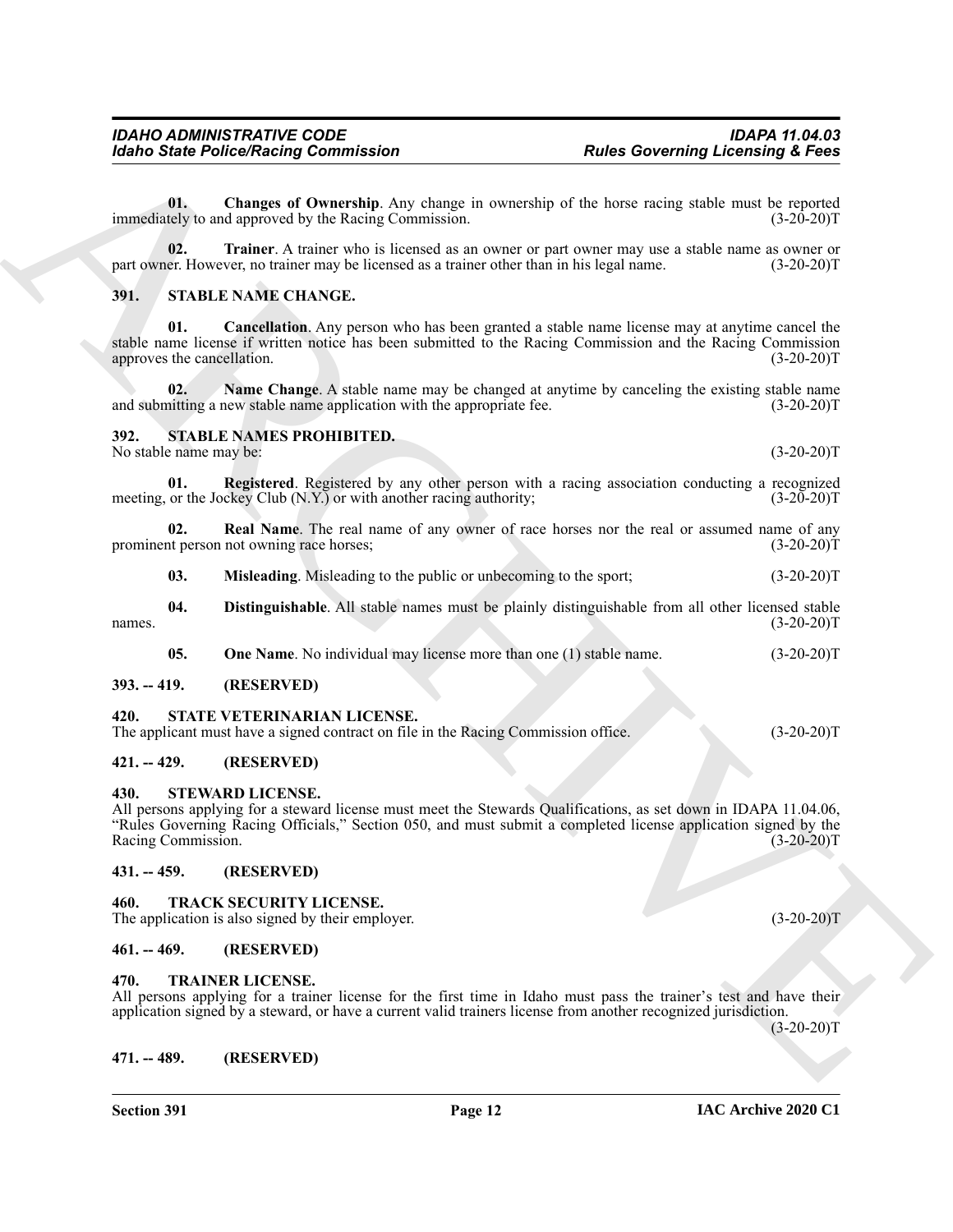**01. Changes of Ownership**. Any change in ownership of the horse racing stable must be reported immediately to and approved by the Racing Commission. (3-20-20)T

**02. Trainer**. A trainer who is licensed as an owner or part owner may use a stable name as owner or part owner. However, no trainer may be licensed as a trainer other than in his legal name. (3-20-20)T

## 391. STABLE NAME CHANGE.

**01. Cancellation**. Any person who has been granted a stable name license may at anytime cancel the stable name license if written notice has been submitted to the Racing Commission and the Racing Commission approves the cancellation. (3-20-20)T

**02. Name Change**. A stable name may be changed at anytime by canceling the existing stable name and submitting a new stable name application with the appropriate fee. (3-20-20)T

## 392. STABLE NAMES PROHIBITED.

No stable name may be: (3-20-20)T

**01. Registered**. Registered by any other person with a racing association conducting a recognized meeting, or the Jockey Club (N.Y.) or with another racing authority; (3-20-20)T

**02. Real Name**. The real name of any owner of race horses nor the real or assumed name of any prominent person not owning race horses; (3-20-20)T

**03. Misleading**. Misleading to the public or unbecoming to the sport; (3-20-20)T

**04. Distinguishable**. All stable names must be plainly distinguishable from all other licensed stable names. (3-20-20)T

**05. One Name**. No individual may license more than one (1) stable name. (3-20-20)T

## 393. -- 419. (RESERVED)

## 420. STATE VETERINARIAN LICENSE.

The applicant must have a signed contract on file in the Racing Commission office. (3-20-20)T

## 421. -- 429. (RESERVED)

## 430. STEWARD LICENSE.

All persons applying for a steward license must meet the Stewards Qualifications, as set down in IDAPA 11.04.06, "Rules Governing Racing Officials," Section 050, and must submit a completed license application signed by the Racing Commission. (3-20-20)T

## 431. -- 459. (RESERVED)

## 460. TRACK SECURITY LICENSE.

The application is also signed by their employer. (3-20-20)T

## 461. -- 469. (RESERVED)

## 470. TRAINER LICENSE.

All persons applying for a trainer license for the first time in Idaho must pass the trainer's test and have their application signed by a steward, or have a current valid trainers license from another recognized jurisdiction. (3-20-20)T

## 471. -- 489. (RESERVED)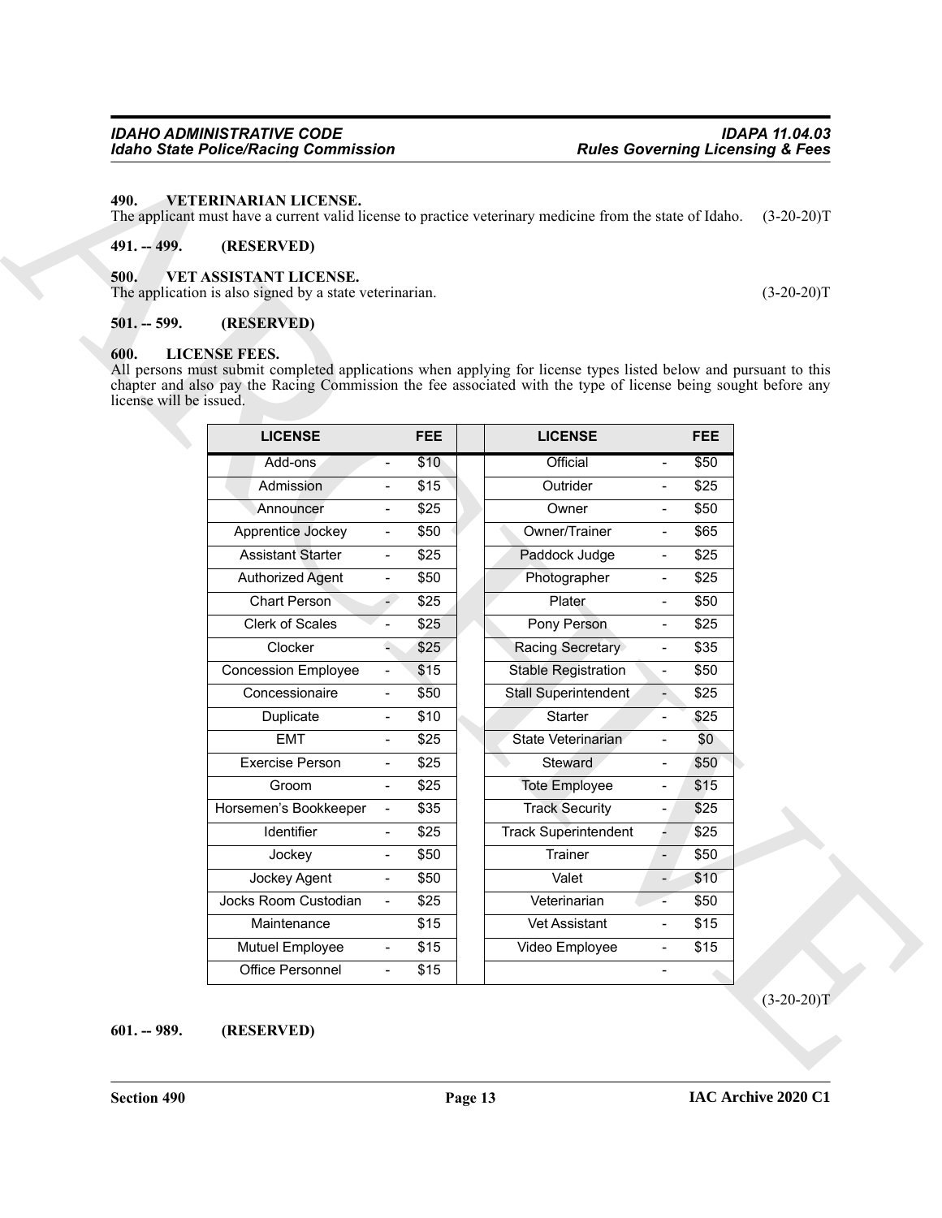### 490. VETERINARIAN LICENSE.

The applicant must have a current valid license to practice veterinary medicine from the state of Idaho. (3-20-20)T

### 491. -- 499. (RESERVED)

### 500. VET ASSISTANT LICENSE.

The application is also signed by a state veterinarian. (3-20-20)T

### 501. -- 599. (RESERVED)

### 600. LICENSE FEES.

All persons must submit completed applications when applying for license types listed below and pursuant to this chapter and also pay the Racing Commission the fee associated with the type of license being sought before any license will be issued.

| LICENSE | | FEE | | LICENSE | | FEE |
|---|---|---|---|---|---|---|
| Add-ons | - | $10 | | Official | - | $50 |
| Admission | - | $15 | | Outrider | - | $25 |
| Announcer | - | $25 | | Owner | - | $50 |
| Apprentice Jockey | - | $50 | | Owner/Trainer | - | $65 |
| Assistant Starter | - | $25 | | Paddock Judge | - | $25 |
| Authorized Agent | - | $50 | | Photographer | - | $25 |
| Chart Person | - | $25 | | Plater | - | $50 |
| Clerk of Scales | - | $25 | | Pony Person | - | $25 |
| Clocker | - | $25 | | Racing Secretary | - | $35 |
| Concession Employee | - | $15 | | Stable Registration | - | $50 |
| Concessionaire | - | $50 | | Stall Superintendent | - | $25 |
| Duplicate | - | $10 | | Starter | - | $25 |
| EMT | - | $25 | | State Veterinarian | - | $0 |
| Exercise Person | - | $25 | | Steward | - | $50 |
| Groom | - | $25 | | Tote Employee | - | $15 |
| Horsemen's Bookkeeper | - | $35 | | Track Security | - | $25 |
| Identifier | - | $25 | | Track Superintendent | - | $25 |
| Jockey | - | $50 | | Trainer | - | $50 |
| Jockey Agent | - | $50 | | Valet | - | $10 |
| Jocks Room Custodian | - | $25 | | Veterinarian | - | $50 |
| Maintenance | | $15 | | Vet Assistant | - | $15 |
| Mutuel Employee | - | $15 | | Video Employee | - | $15 |
| Office Personnel | - | $15 | | | - | |

(3-20-20)T

### 601. -- 989. (RESERVED)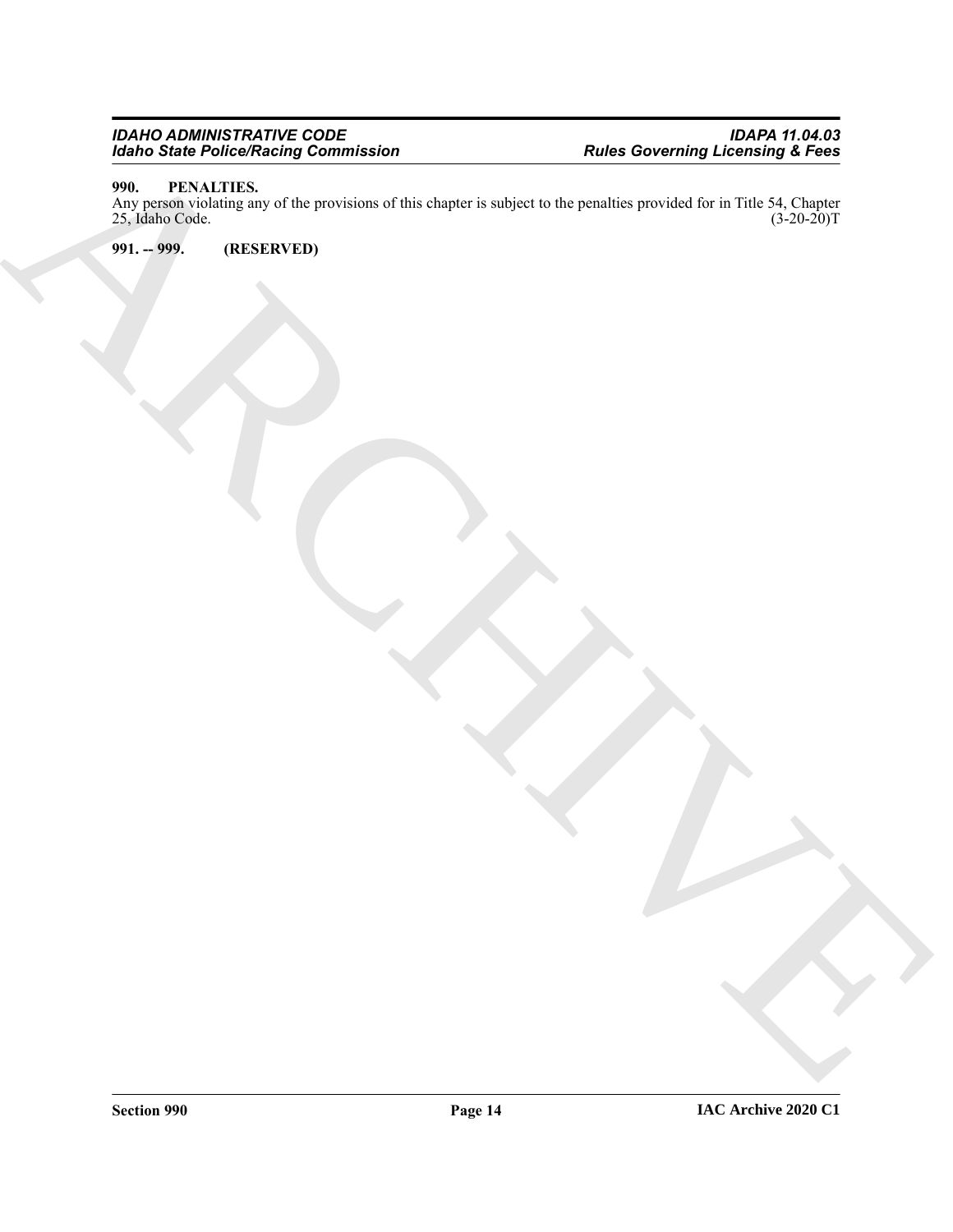**990. PENALTIES.**

Any person violating any of the provisions of this chapter is subject to the penalties provided for in Title 54, Chapter 25, Idaho Code. (3-20-20)T

**991. -- 999. (RESERVED)**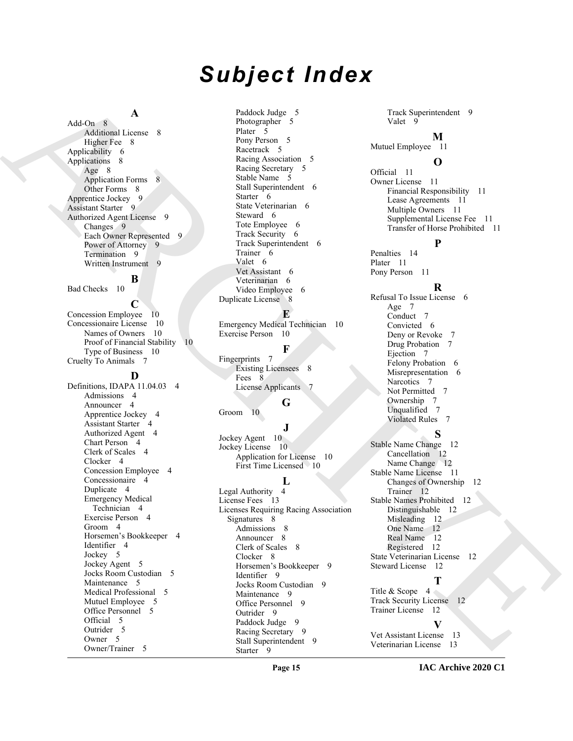# Subject Index

**A**

Add-On 8
- Additional License 8
- Higher Fee 8

Applicability 6

Applications 8
- Age 8
- Application Forms 8
- Other Forms 8

Apprentice Jockey 9

Assistant Starter 9

Authorized Agent License 9
- Changes 9
- Each Owner Represented 9
- Power of Attorney 9
- Termination 9
- Written Instrument 9

**B**

Bad Checks 10

**C**

Concession Employee 10

Concessionaire License 10
- Names of Owners 10
- Proof of Financial Stability 10
- Type of Business 10

Cruelty To Animals 7

**D**

Definitions, IDAPA 11.04.03 4
- Admissions 4
- Announcer 4
- Apprentice Jockey 4
- Assistant Starter 4
- Authorized Agent 4
- Chart Person 4
- Clerk of Scales 4
- Clocker 4
- Concession Employee 4
- Concessionaire 4
- Duplicate 4
- Emergency Medical Technician 4
- Exercise Person 4
- Groom 4
- Horsemen's Bookkeeper 4
- Identifier 4
- Jockey 5
- Jockey Agent 5
- Jocks Room Custodian 5
- Maintenance 5
- Medical Professional 5
- Mutuel Employee 5
- Office Personnel 5
- Official 5
- Outrider 5
- Owner 5
- Owner/Trainer 5
- Paddock Judge 5
- Photographer 5
- Plater 5
- Pony Person 5
- Racetrack 5
- Racing Association 5
- Racing Secretary 5
- Stable Name 5
- Stall Superintendent 6
- Starter 6
- State Veterinarian 6
- Steward 6
- Tote Employee 6
- Track Security 6
- Track Superintendent 6
- Trainer 6
- Valet 6
- Vet Assistant 6
- Veterinarian 6
- Video Employee 6

Duplicate License 8

**E**

Emergency Medical Technician 10

Exercise Person 10

**F**

Fingerprints 7
- Existing Licensees 8
- Fees 8
- License Applicants 7

**G**

Groom 10

**J**

Jockey Agent 10

Jockey License 10
- Application for License 10
- First Time Licensed 10

**L**

Legal Authority 4

License Fees 13

Licenses Requiring Racing Association Signatures 8
- Admissions 8
- Announcer 8
- Clerk of Scales 8
- Clocker 8
- Horsemen's Bookkeeper 9
- Identifier 9
- Jocks Room Custodian 9
- Maintenance 9
- Office Personnel 9
- Outrider 9
- Paddock Judge 9
- Racing Secretary 9
- Stall Superintendent 9
- Starter 9
- Track Superintendent 9
- Valet 9

**M**

Mutuel Employee 11

**O**

Official 11

Owner License 11
- Financial Responsibility 11
- Lease Agreements 11
- Multiple Owners 11
- Supplemental License Fee 11
- Transfer of Horse Prohibited 11

**P**

Penalties 14

Plater 11

Pony Person 11

**R**

Refusal To Issue License 6
- Age 7
- Conduct 7
- Convicted 6
- Deny or Revoke 7
- Drug Probation 7
- Ejection 7
- Felony Probation 6
- Misrepresentation 6
- Narcotics 7
- Not Permitted 7
- Ownership 7
- Unqualified 7
- Violated Rules 7

**S**

Stable Name Change 12
- Cancellation 12
- Name Change 12

Stable Name License 11
- Changes of Ownership 12
- Trainer 12

Stable Names Prohibited 12
- Distinguishable 12
- Misleading 12
- One Name 12
- Real Name 12
- Registered 12

State Veterinarian License 12

Steward License 12

**T**

Title & Scope 4

Track Security License 12

Trainer License 12

**V**

Vet Assistant License 13

Veterinarian License 13